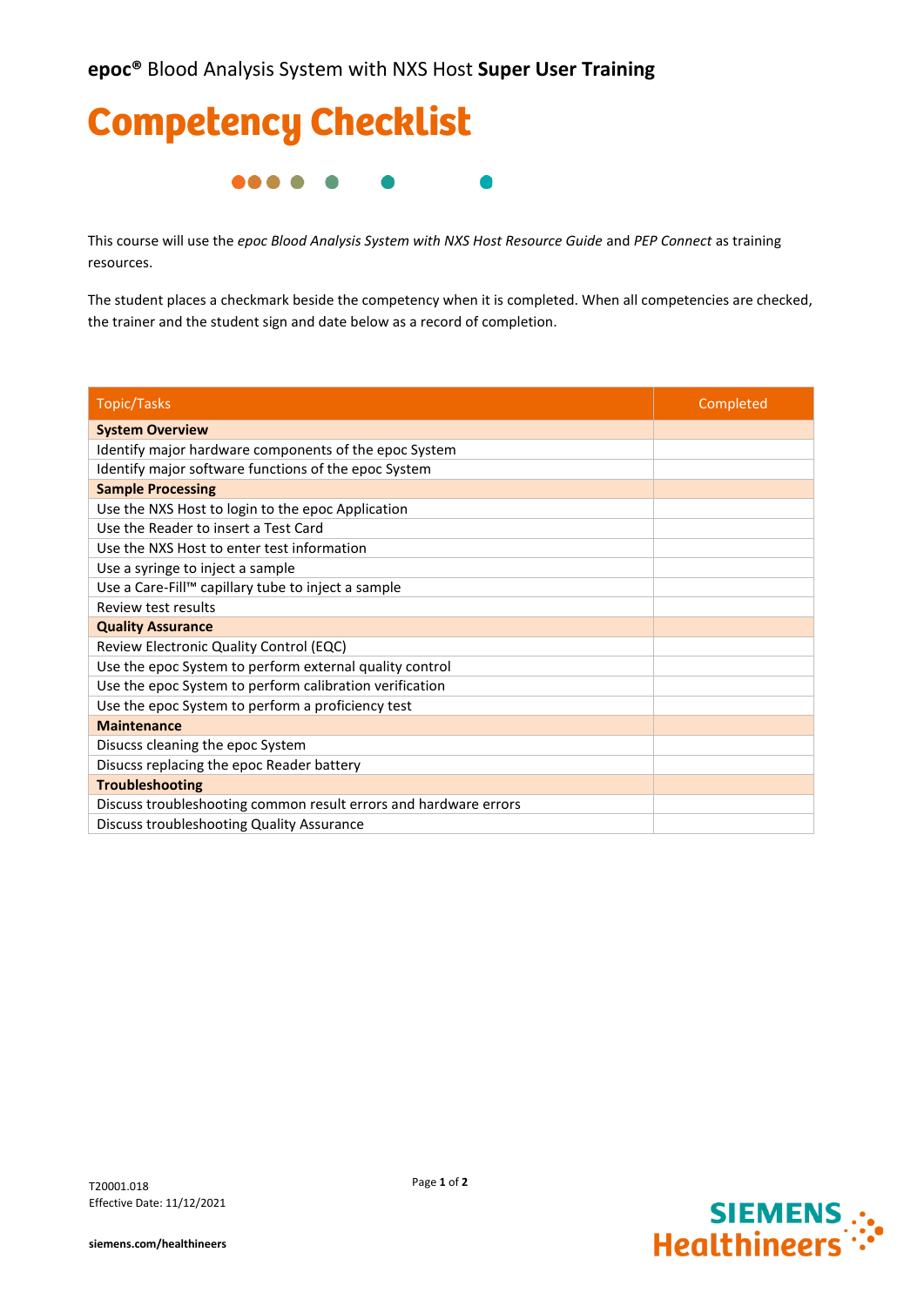**epoc®** Blood Analysis System with NXS Host **Super User Training**

# Competency Checklist

This course will use the *epoc Blood Analysis System with NXS Host Resource Guide* and *PEP Connect* as training resources.

The student places a checkmark beside the competency when it is completed. When all competencies are checked, the trainer and the student sign and date below as a record of completion.

| Topic/Tasks | Completed |
| --- | --- |
| **System Overview** | |
| Identify major hardware components of the epoc System | |
| Identify major software functions of the epoc System | |
| **Sample Processing** | |
| Use the NXS Host to login to the epoc Application | |
| Use the Reader to insert a Test Card | |
| Use the NXS Host to enter test information | |
| Use a syringe to inject a sample | |
| Use a Care-Fill™ capillary tube to inject a sample | |
| Review test results | |
| **Quality Assurance** | |
| Review Electronic Quality Control (EQC) | |
| Use the epoc System to perform external quality control | |
| Use the epoc System to perform calibration verification | |
| Use the epoc System to perform a proficiency test | |
| **Maintenance** | |
| Disucss cleaning the epoc System | |
| Disucss replacing the epoc Reader battery | |
| **Troubleshooting** | |
| Discuss troubleshooting common result errors and hardware errors | |
| Discuss troubleshooting Quality Assurance | |

T20001.018
Effective Date: 11/12/2021

**siemens.com/healthineers**

SIEMENS Healthineers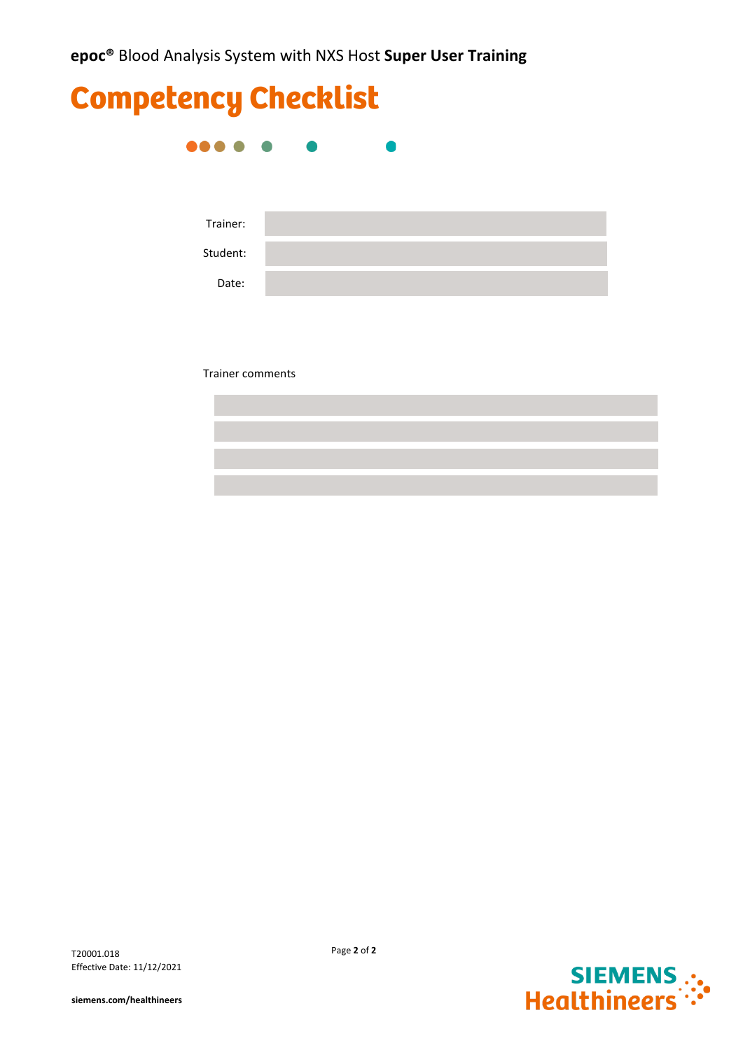**epoc®** Blood Analysis System with NXS Host **Super User Training**

# Competency Checklist

| | |
|---|---|
| Trainer: | |
| Student: | |
| Date: | |

Trainer comments

T20001.018
Effective Date: 11/12/2021

**siemens.com/healthineers**